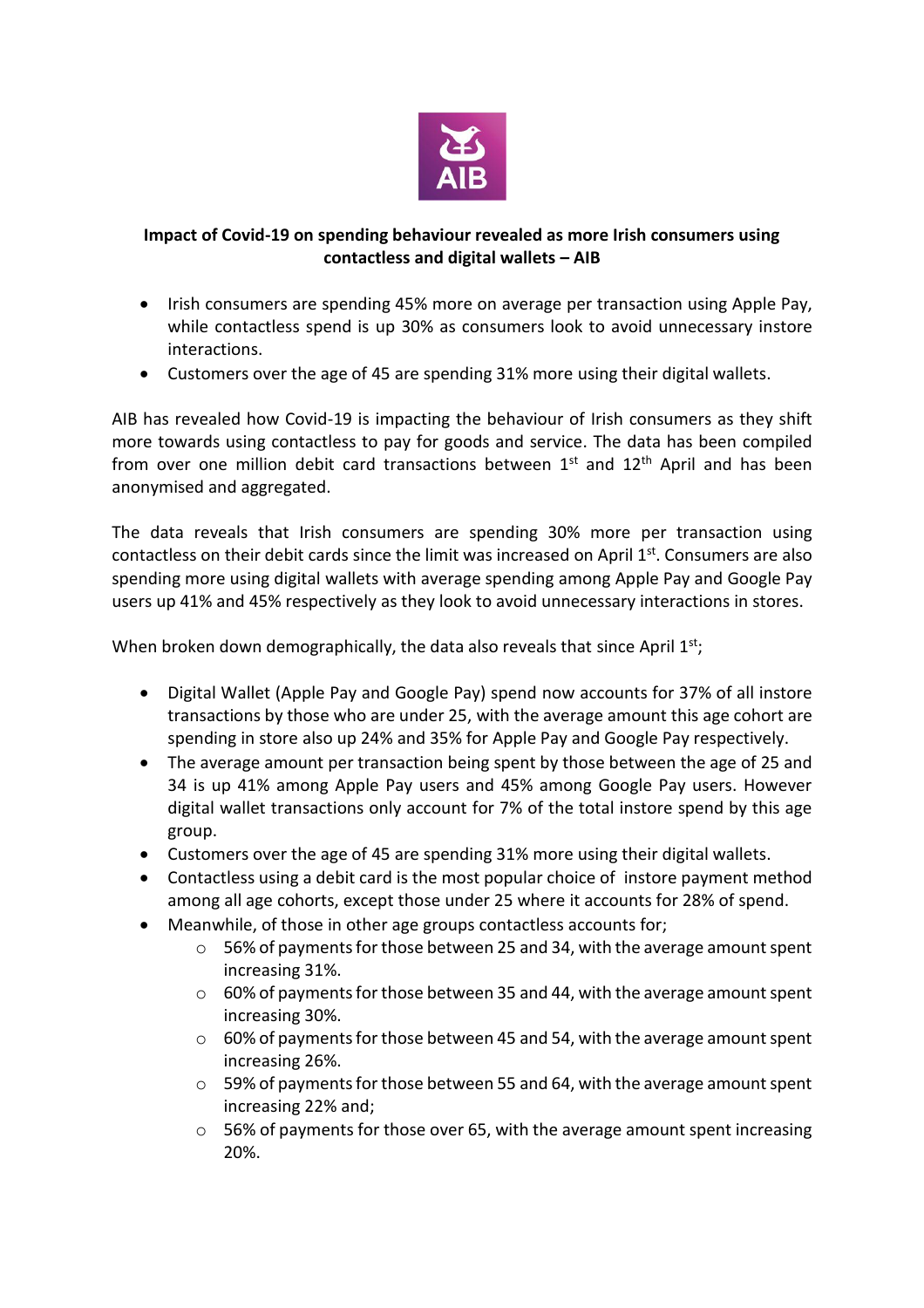**Impact of Covid-19 on spending behaviour revealed as more Irish consumers using contactless and digital wallets – AIB**

- Irish consumers are spending 45% more on average per transaction using Apple Pay, while contactless spend is up 30% as consumers look to avoid unnecessary instore interactions.
- Customers over the age of 45 are spending 31% more using their digital wallets.

AIB has revealed how Covid-19 is impacting the behaviour of Irish consumers as they shift more towards using contactless to pay for goods and service. The data has been compiled from over one million debit card transactions between 1st and 12th April and has been anonymised and aggregated.

The data reveals that Irish consumers are spending 30% more per transaction using contactless on their debit cards since the limit was increased on April 1st. Consumers are also spending more using digital wallets with average spending among Apple Pay and Google Pay users up 41% and 45% respectively as they look to avoid unnecessary interactions in stores.

When broken down demographically, the data also reveals that since April 1st;

- Digital Wallet (Apple Pay and Google Pay) spend now accounts for 37% of all instore transactions by those who are under 25, with the average amount this age cohort are spending in store also up 24% and 35% for Apple Pay and Google Pay respectively.
- The average amount per transaction being spent by those between the age of 25 and 34 is up 41% among Apple Pay users and 45% among Google Pay users. However digital wallet transactions only account for 7% of the total instore spend by this age group.
- Customers over the age of 45 are spending 31% more using their digital wallets.
- Contactless using a debit card is the most popular choice of instore payment method among all age cohorts, except those under 25 where it accounts for 28% of spend.
- Meanwhile, of those in other age groups contactless accounts for;
    - 56% of payments for those between 25 and 34, with the average amount spent increasing 31%.
    - 60% of payments for those between 35 and 44, with the average amount spent increasing 30%.
    - 60% of payments for those between 45 and 54, with the average amount spent increasing 26%.
    - 59% of payments for those between 55 and 64, with the average amount spent increasing 22% and;
    - 56% of payments for those over 65, with the average amount spent increasing 20%.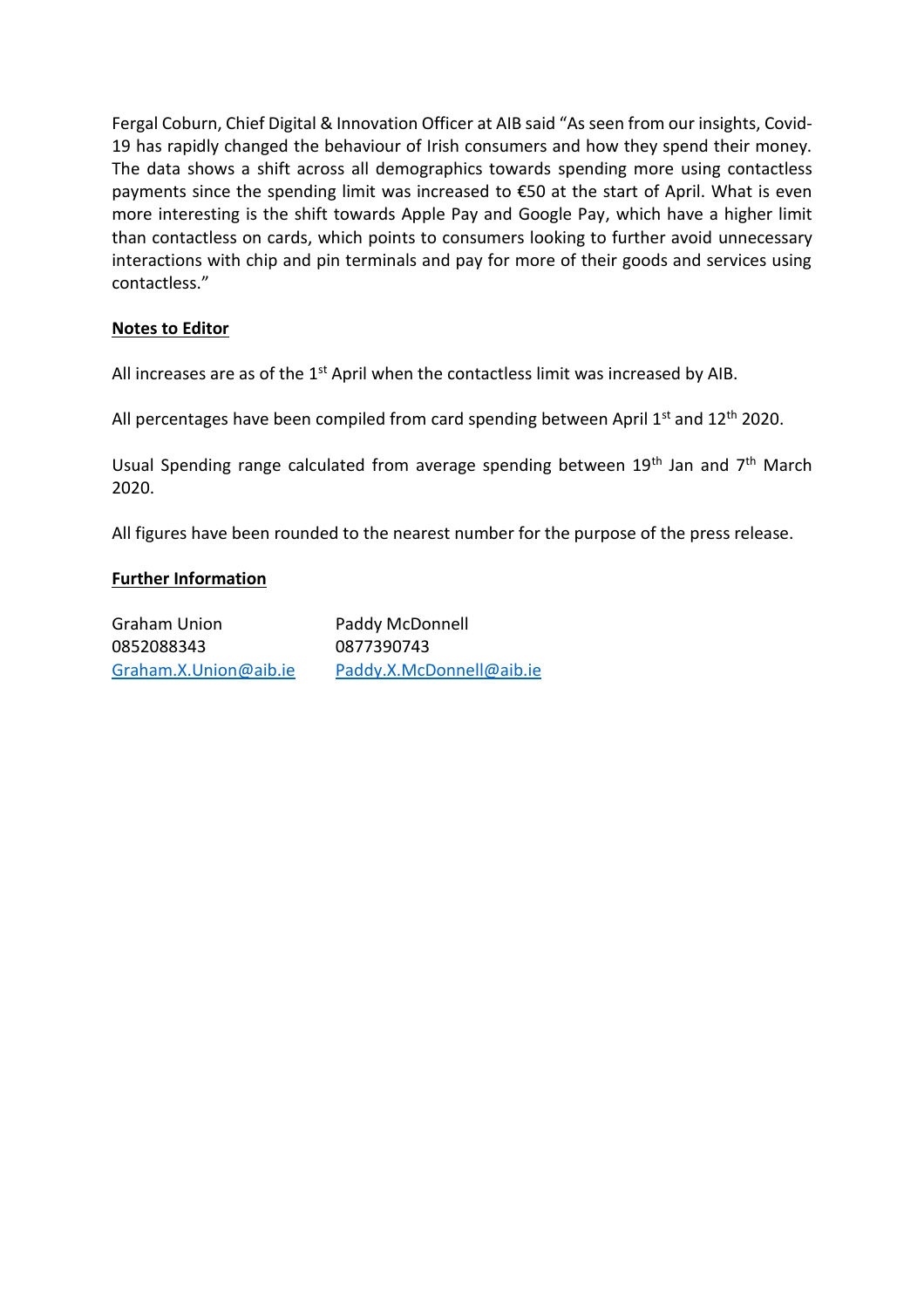Fergal Coburn, Chief Digital & Innovation Officer at AIB said "As seen from our insights, Covid-19 has rapidly changed the behaviour of Irish consumers and how they spend their money. The data shows a shift across all demographics towards spending more using contactless payments since the spending limit was increased to €50 at the start of April. What is even more interesting is the shift towards Apple Pay and Google Pay, which have a higher limit than contactless on cards, which points to consumers looking to further avoid unnecessary interactions with chip and pin terminals and pay for more of their goods and services using contactless."

**Notes to Editor**

All increases are as of the 1st April when the contactless limit was increased by AIB.

All percentages have been compiled from card spending between April 1st and 12th 2020.

Usual Spending range calculated from average spending between 19th Jan and 7th March 2020.

All figures have been rounded to the nearest number for the purpose of the press release.

**Further Information**

| | |
|---|---|
| Graham Union | Paddy McDonnell |
| 0852088343 | 0877390743 |
| Graham.X.Union@aib.ie | Paddy.X.McDonnell@aib.ie |